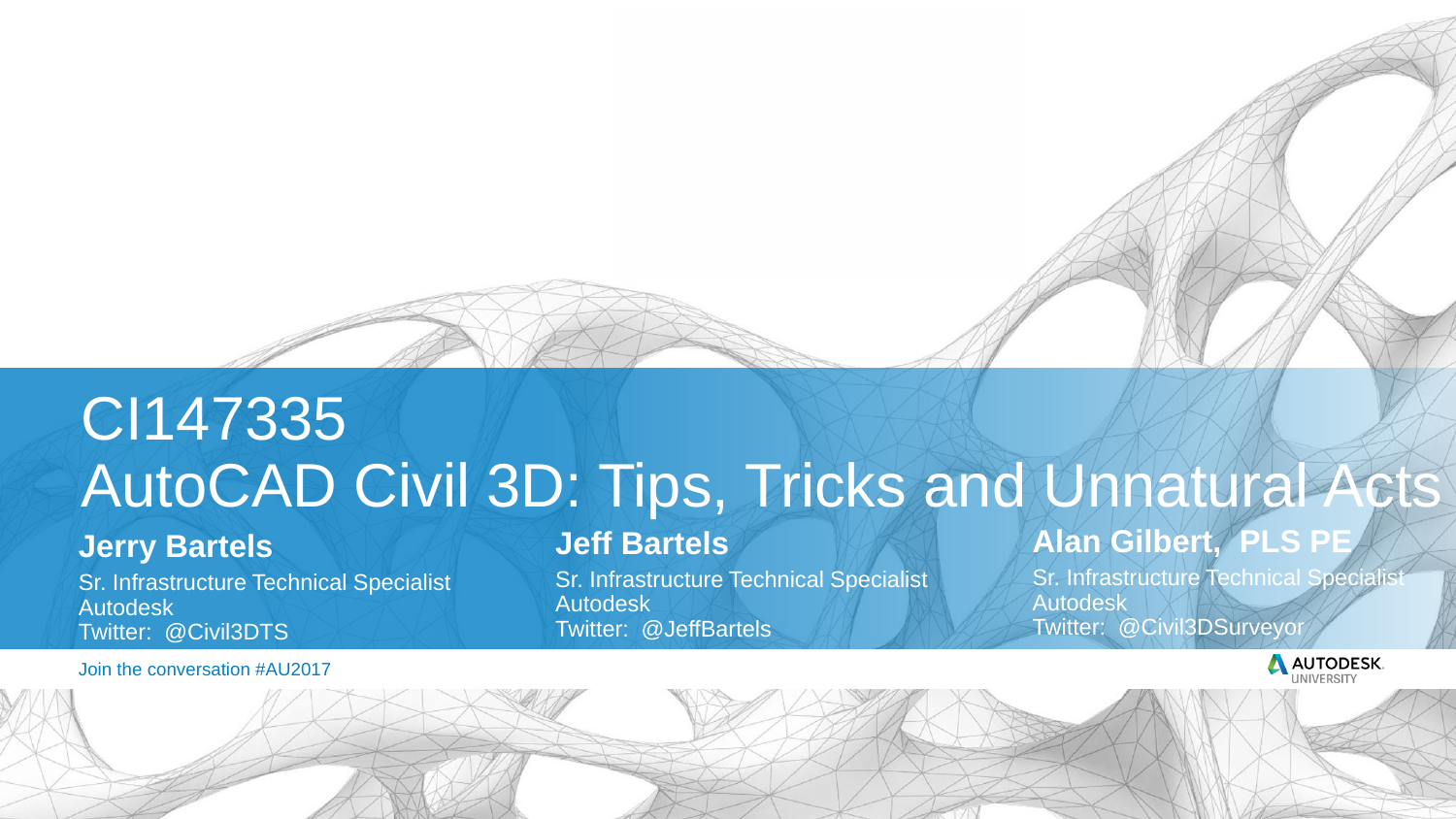# CI147335

# AutoCAD Civil 3D: Tips, Tricks and Unnatural Acts

**Jerry Bartels**

Sr. Infrastructure Technical Specialist
Autodesk
Twitter: @Civil3DTS

**Jeff Bartels**

Sr. Infrastructure Technical Specialist
Autodesk
Twitter: @JeffBartels

**Alan Gilbert, PLS PE**

Sr. Infrastructure Technical Specialist
Autodesk
Twitter: @Civil3DSurveyor

Join the conversation #AU2017

AUTODESK. UNIVERSITY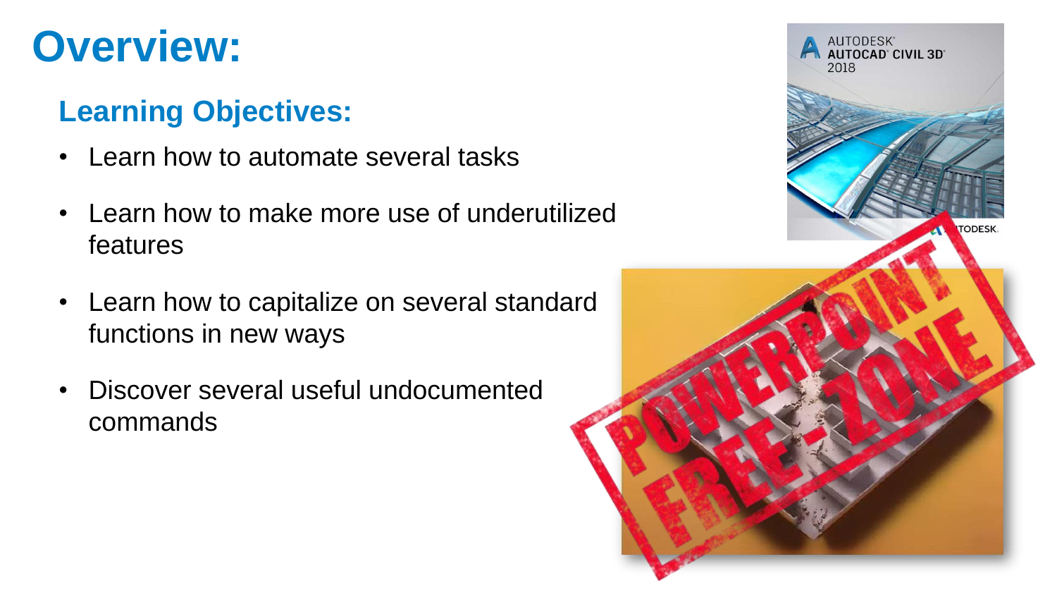# Overview:

## Learning Objectives:

- Learn how to automate several tasks
- Learn how to make more use of underutilized features
- Learn how to capitalize on several standard functions in new ways
- Discover several useful undocumented commands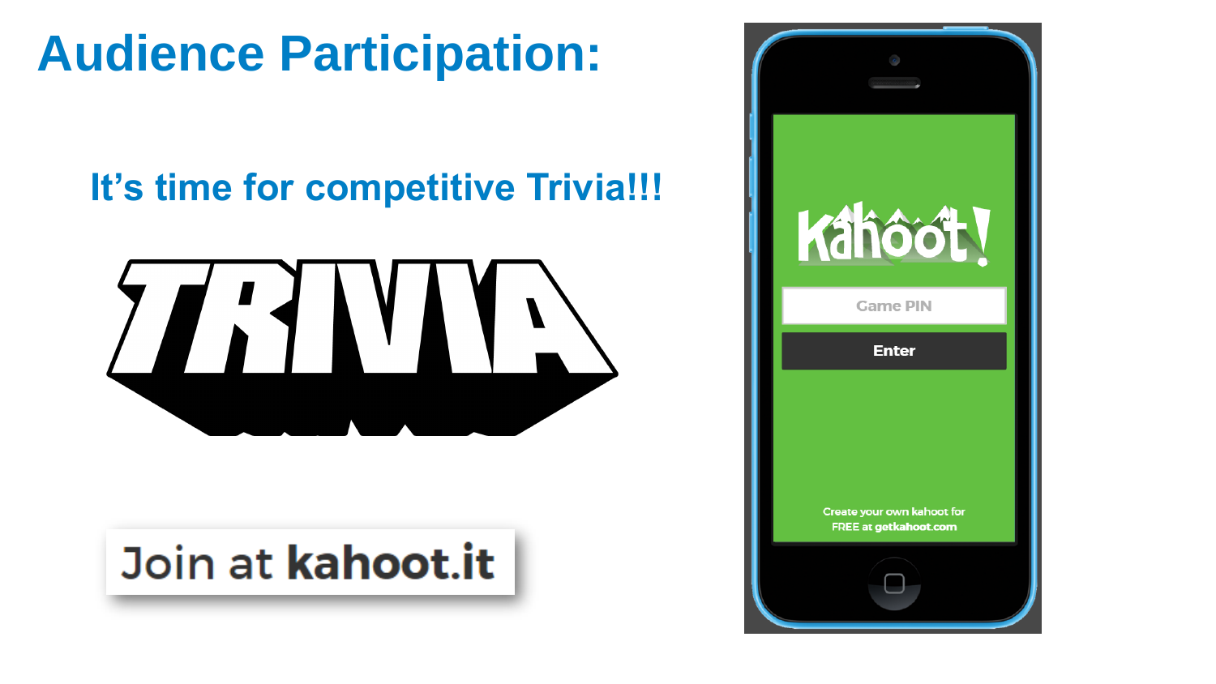# Audience Participation:

## It's time for competitive Trivia!!!

TRIVIA

Join at **kahoot.it**

Kahoot!

Game PIN

Enter

Create your own kahoot for FREE at getkahoot.com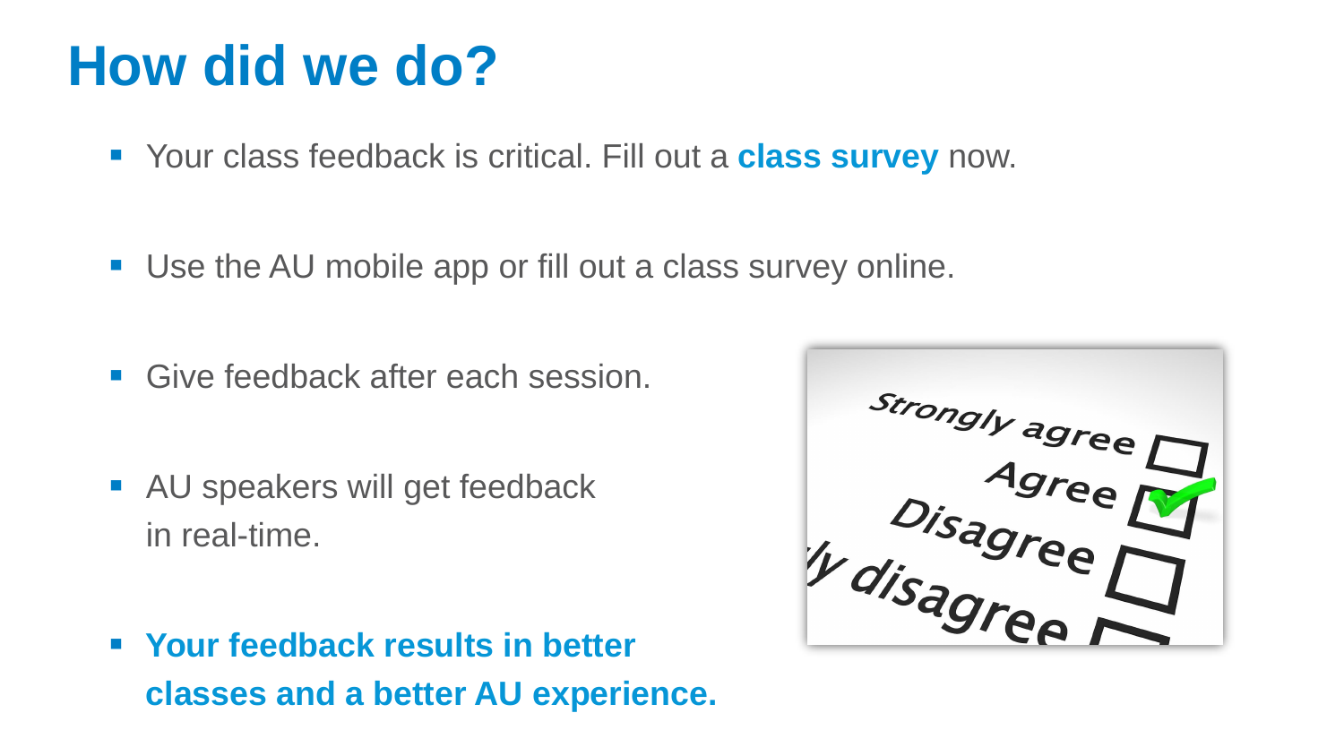# How did we do?

- Your class feedback is critical. Fill out a **class survey** now.
- Use the AU mobile app or fill out a class survey online.
- Give feedback after each session.
- AU speakers will get feedback in real-time.
- **Your feedback results in better classes and a better AU experience.**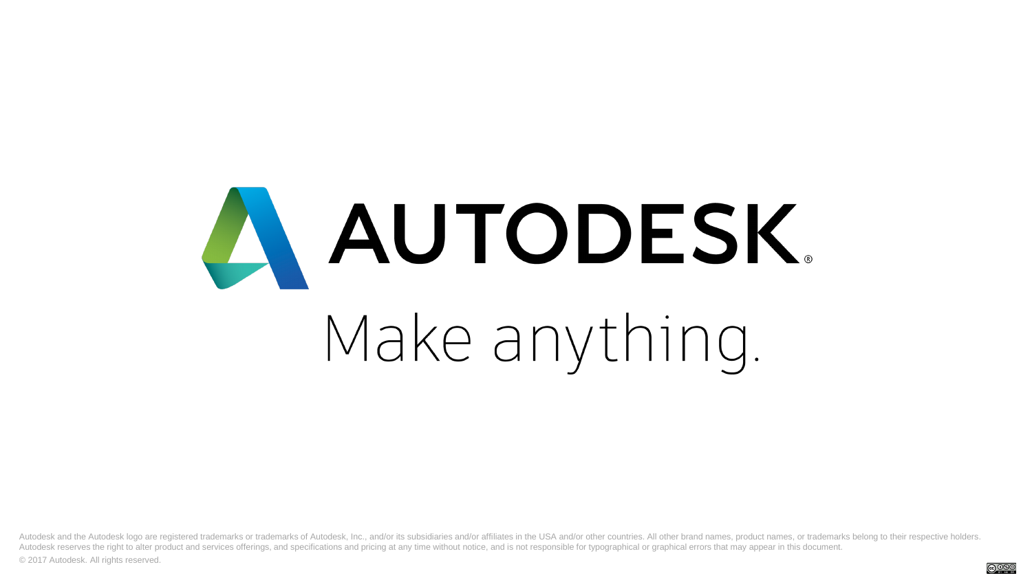AUTODESK®

Make anything.

Autodesk and the Autodesk logo are registered trademarks or trademarks of Autodesk, Inc., and/or its subsidiaries and/or affiliates in the USA and/or other countries. All other brand names, product names, or trademarks belong to their respective holders. Autodesk reserves the right to alter product and services offerings, and specifications and pricing at any time without notice, and is not responsible for typographical or graphical errors that may appear in this document.

© 2017 Autodesk. All rights reserved.